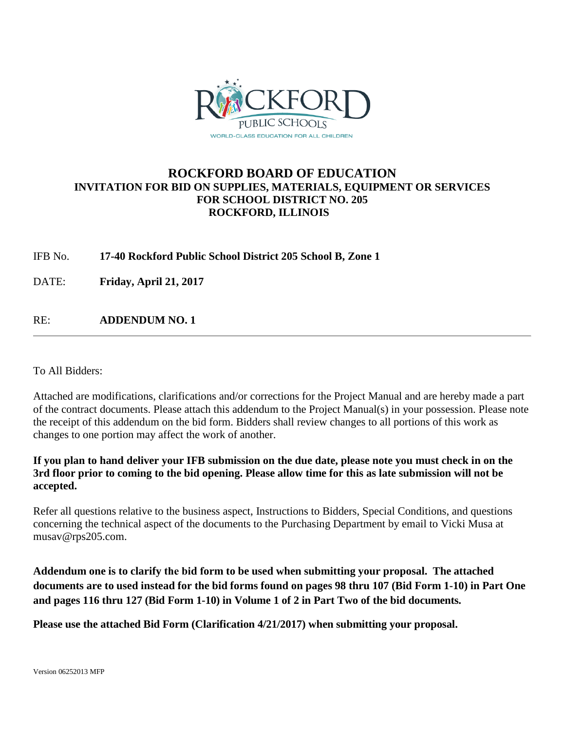ROCKFORD PUBLIC SCHOOLS
WORLD-CLASS EDUCATION FOR ALL CHILDREN

# ROCKFORD BOARD OF EDUCATION

## INVITATION FOR BID ON SUPPLIES, MATERIALS, EQUIPMENT OR SERVICES FOR SCHOOL DISTRICT NO. 205 ROCKFORD, ILLINOIS

IFB No. **17-40 Rockford Public School District 205 School B, Zone 1**

DATE: **Friday, April 21, 2017**

RE: **ADDENDUM NO. 1**

---

To All Bidders:

Attached are modifications, clarifications and/or corrections for the Project Manual and are hereby made a part of the contract documents. Please attach this addendum to the Project Manual(s) in your possession. Please note the receipt of this addendum on the bid form. Bidders shall review changes to all portions of this work as changes to one portion may affect the work of another.

**If you plan to hand deliver your IFB submission on the due date, please note you must check in on the 3rd floor prior to coming to the bid opening. Please allow time for this as late submission will not be accepted.**

Refer all questions relative to the business aspect, Instructions to Bidders, Special Conditions, and questions concerning the technical aspect of the documents to the Purchasing Department by email to Vicki Musa at musav@rps205.com.

**Addendum one is to clarify the bid form to be used when submitting your proposal. The attached documents are to used instead for the bid forms found on pages 98 thru 107 (Bid Form 1-10) in Part One and pages 116 thru 127 (Bid Form 1-10) in Volume 1 of 2 in Part Two of the bid documents.**

**Please use the attached Bid Form (Clarification 4/21/2017) when submitting your proposal.**

Version 06252013 MFP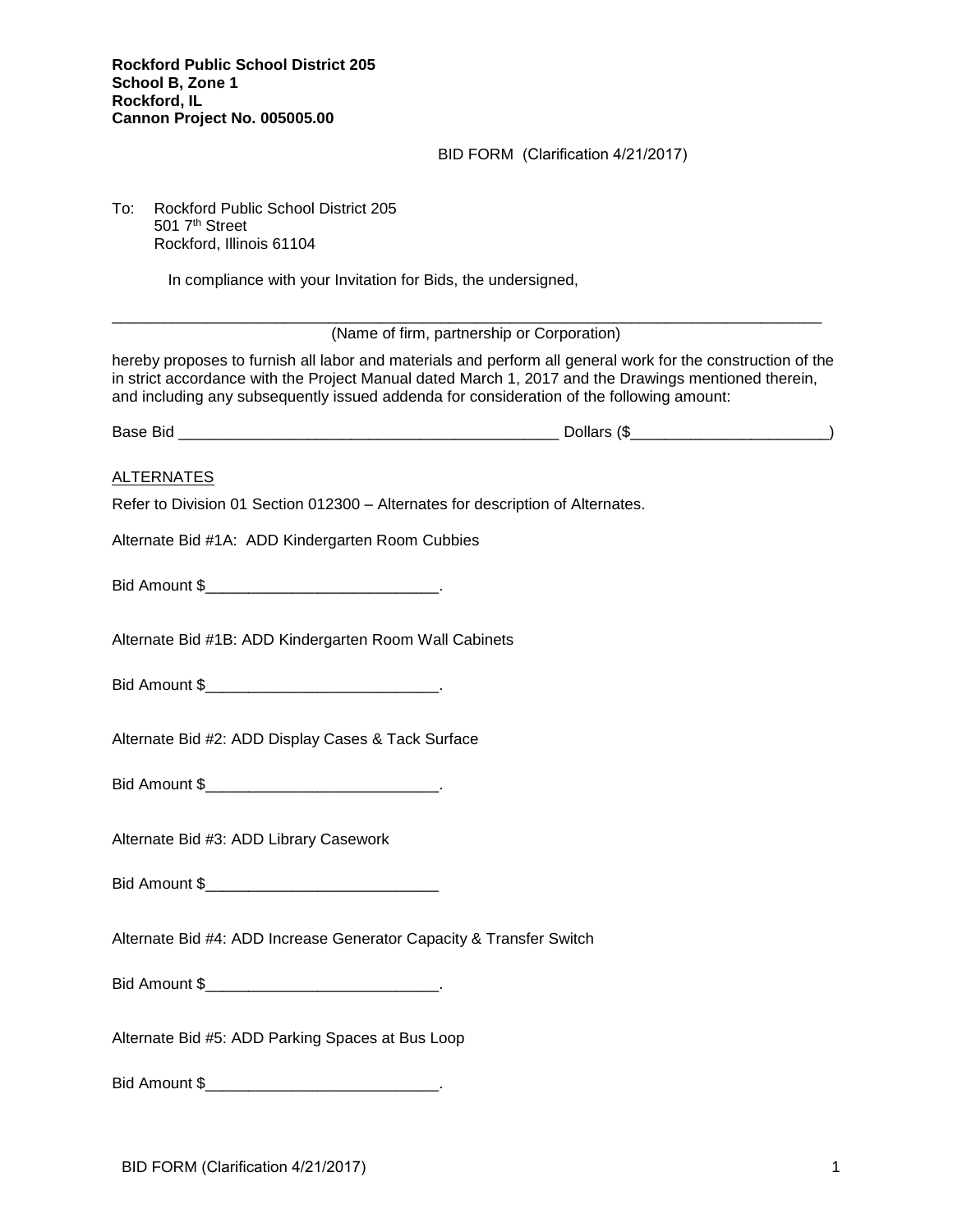**Rockford Public School District 205**
**School B, Zone 1**
**Rockford, IL**
**Cannon Project No. 005005.00**

BID FORM (Clarification 4/21/2017)

To: Rockford Public School District 205
501 7th Street
Rockford, Illinois 61104

In compliance with your Invitation for Bids, the undersigned,

_______________________________________________________________________________
(Name of firm, partnership or Corporation)

hereby proposes to furnish all labor and materials and perform all general work for the construction of the in strict accordance with the Project Manual dated March 1, 2017 and the Drawings mentioned therein, and including any subsequently issued addenda for consideration of the following amount:

Base Bid _____________________________________________ Dollars ($______________________)

ALTERNATES

Refer to Division 01 Section 012300 – Alternates for description of Alternates.

Alternate Bid #1A: ADD Kindergarten Room Cubbies

Bid Amount $___________________________.

Alternate Bid #1B: ADD Kindergarten Room Wall Cabinets

Bid Amount $___________________________.

Alternate Bid #2: ADD Display Cases & Tack Surface

Bid Amount $___________________________.

Alternate Bid #3: ADD Library Casework

Bid Amount $___________________________

Alternate Bid #4: ADD Increase Generator Capacity & Transfer Switch

Bid Amount $___________________________.

Alternate Bid #5: ADD Parking Spaces at Bus Loop

Bid Amount $___________________________.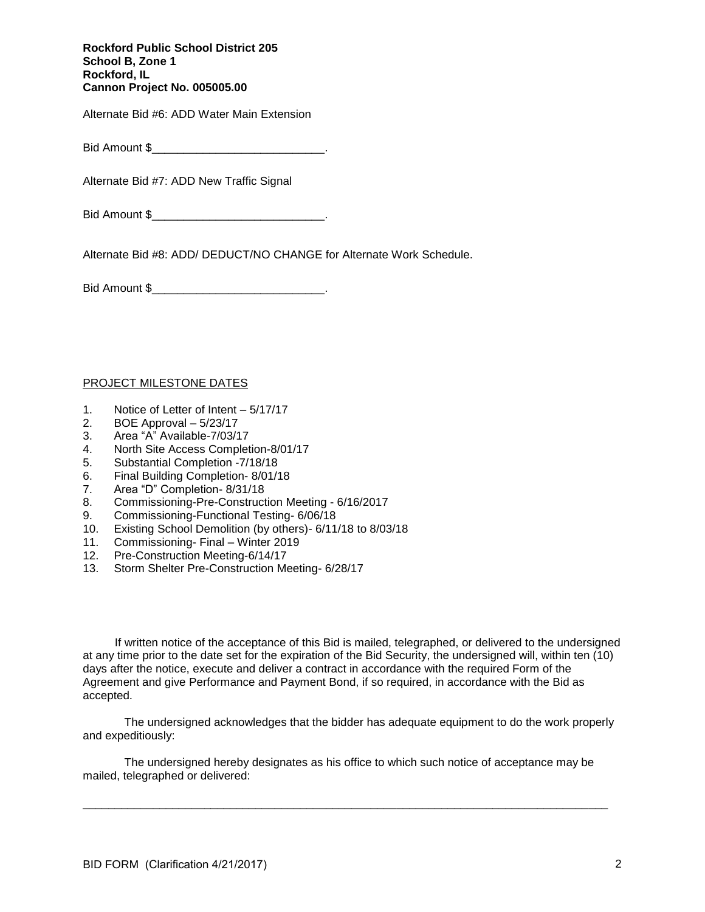**Rockford Public School District 205**
**School B, Zone 1**
**Rockford, IL**
**Cannon Project No. 005005.00**

Alternate Bid #6: ADD Water Main Extension

Bid Amount $___________________________.

Alternate Bid #7: ADD New Traffic Signal

Bid Amount $___________________________.

Alternate Bid #8: ADD/ DEDUCT/NO CHANGE for Alternate Work Schedule.

Bid Amount $___________________________.

PROJECT MILESTONE DATES

1. Notice of Letter of Intent – 5/17/17
2. BOE Approval – 5/23/17
3. Area "A" Available-7/03/17
4. North Site Access Completion-8/01/17
5. Substantial Completion -7/18/18
6. Final Building Completion- 8/01/18
7. Area "D" Completion- 8/31/18
8. Commissioning-Pre-Construction Meeting - 6/16/2017
9. Commissioning-Functional Testing- 6/06/18
10. Existing School Demolition (by others)- 6/11/18 to 8/03/18
11. Commissioning- Final – Winter 2019
12. Pre-Construction Meeting-6/14/17
13. Storm Shelter Pre-Construction Meeting- 6/28/17

If written notice of the acceptance of this Bid is mailed, telegraphed, or delivered to the undersigned at any time prior to the date set for the expiration of the Bid Security, the undersigned will, within ten (10) days after the notice, execute and deliver a contract in accordance with the required Form of the Agreement and give Performance and Payment Bond, if so required, in accordance with the Bid as accepted.

The undersigned acknowledges that the bidder has adequate equipment to do the work properly and expeditiously:

The undersigned hereby designates as his office to which such notice of acceptance may be mailed, telegraphed or delivered:

_____________________________________________________________________________________

BID FORM (Clarification 4/21/2017)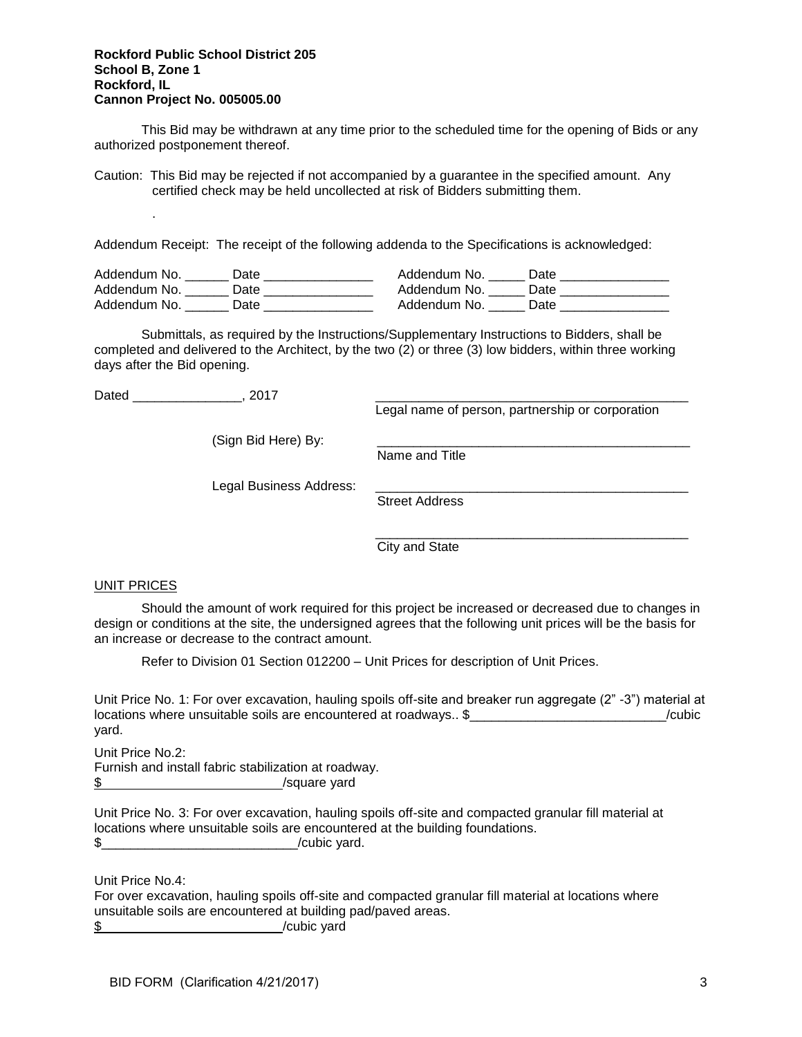**Rockford Public School District 205**
**School B, Zone 1**
**Rockford, IL**
**Cannon Project No. 005005.00**

This Bid may be withdrawn at any time prior to the scheduled time for the opening of Bids or any authorized postponement thereof.

Caution: This Bid may be rejected if not accompanied by a guarantee in the specified amount. Any certified check may be held uncollected at risk of Bidders submitting them.

.

Addendum Receipt: The receipt of the following addenda to the Specifications is acknowledged:

Addendum No. ______ Date _______________ Addendum No. _____ Date _______________
Addendum No. ______ Date _______________ Addendum No. _____ Date _______________
Addendum No. ______ Date _______________ Addendum No. _____ Date _______________

Submittals, as required by the Instructions/Supplementary Instructions to Bidders, shall be completed and delivered to the Architect, by the two (2) or three (3) low bidders, within three working days after the Bid opening.

Dated _______________, 2017 _____________________________________________
Legal name of person, partnership or corporation

(Sign Bid Here) By: _____________________________________________
Name and Title

Legal Business Address: _____________________________________________
Street Address

_____________________________________________
City and State

UNIT PRICES

Should the amount of work required for this project be increased or decreased due to changes in design or conditions at the site, the undersigned agrees that the following unit prices will be the basis for an increase or decrease to the contract amount.

Refer to Division 01 Section 012200 – Unit Prices for description of Unit Prices.

Unit Price No. 1: For over excavation, hauling spoils off-site and breaker run aggregate (2" -3") material at locations where unsuitable soils are encountered at roadways.. $___________________________/cubic yard.

Unit Price No.2:
Furnish and install fabric stabilization at roadway.
$________________________/square yard

Unit Price No. 3: For over excavation, hauling spoils off-site and compacted granular fill material at locations where unsuitable soils are encountered at the building foundations.
$___________________________/cubic yard.

Unit Price No.4:
For over excavation, hauling spoils off-site and compacted granular fill material at locations where unsuitable soils are encountered at building pad/paved areas.
$_________________________/cubic yard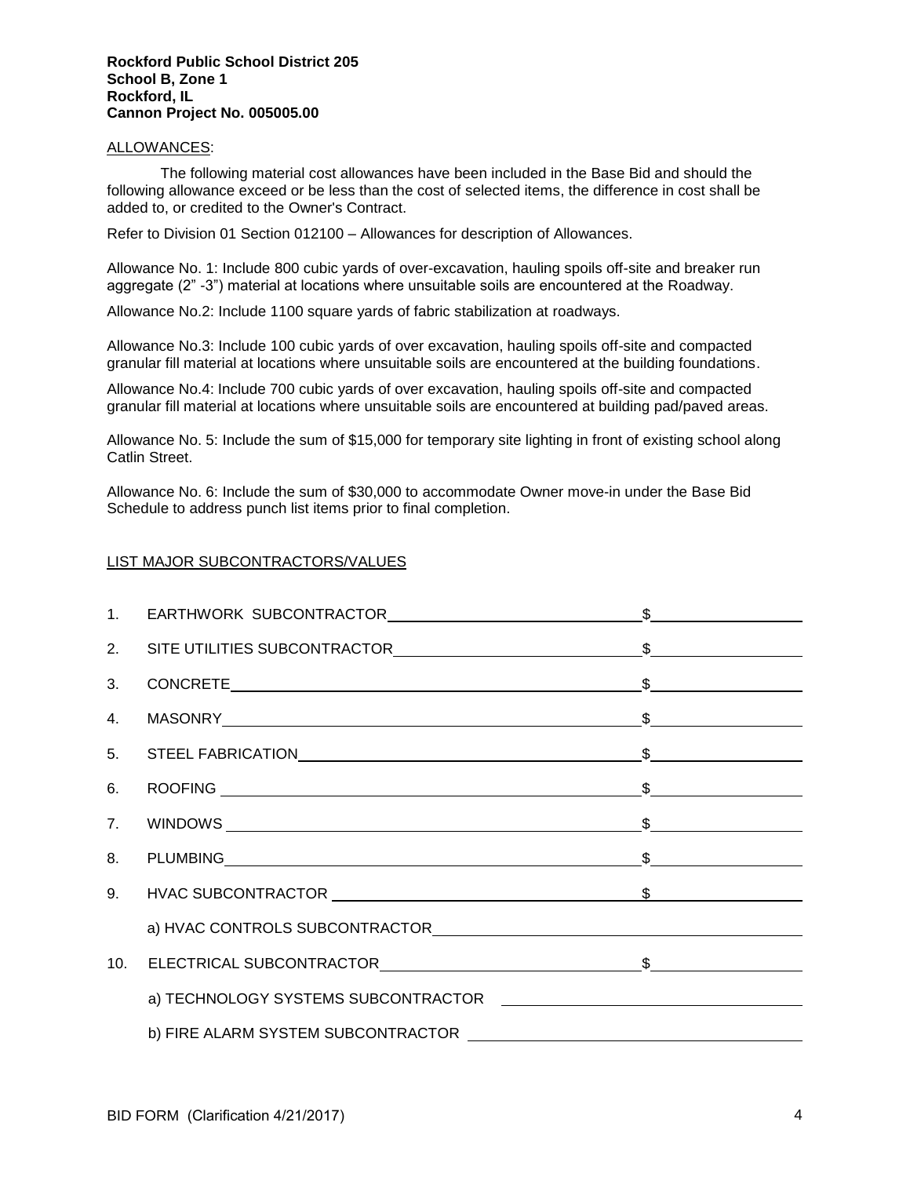**Rockford Public School District 205**
**School B, Zone 1**
**Rockford, IL**
**Cannon Project No. 005005.00**

ALLOWANCES:

The following material cost allowances have been included in the Base Bid and should the following allowance exceed or be less than the cost of selected items, the difference in cost shall be added to, or credited to the Owner's Contract.

Refer to Division 01 Section 012100 – Allowances for description of Allowances.

Allowance No. 1: Include 800 cubic yards of over-excavation, hauling spoils off-site and breaker run aggregate (2" -3") material at locations where unsuitable soils are encountered at the Roadway.

Allowance No.2: Include 1100 square yards of fabric stabilization at roadways.

Allowance No.3: Include 100 cubic yards of over excavation, hauling spoils off-site and compacted granular fill material at locations where unsuitable soils are encountered at the building foundations.

Allowance No.4: Include 700 cubic yards of over excavation, hauling spoils off-site and compacted granular fill material at locations where unsuitable soils are encountered at building pad/paved areas.

Allowance No. 5: Include the sum of $15,000 for temporary site lighting in front of existing school along Catlin Street.

Allowance No. 6: Include the sum of $30,000 to accommodate Owner move-in under the Base Bid Schedule to address punch list items prior to final completion.

LIST MAJOR SUBCONTRACTORS/VALUES

1. EARTHWORK SUBCONTRACTOR ______________________ $__________
2. SITE UTILITIES SUBCONTRACTOR ______________________ $__________
3. CONCRETE ______________________ $__________
4. MASONRY ______________________ $__________
5. STEEL FABRICATION ______________________ $__________
6. ROOFING ______________________ $__________
7. WINDOWS ______________________ $__________
8. PLUMBING ______________________ $__________
9. HVAC SUBCONTRACTOR ______________________ $__________
   a) HVAC CONTROLS SUBCONTRACTOR ______________________
10. ELECTRICAL SUBCONTRACTOR ______________________ $__________
   a) TECHNOLOGY SYSTEMS SUBCONTRACTOR ______________________
   b) FIRE ALARM SYSTEM SUBCONTRACTOR ______________________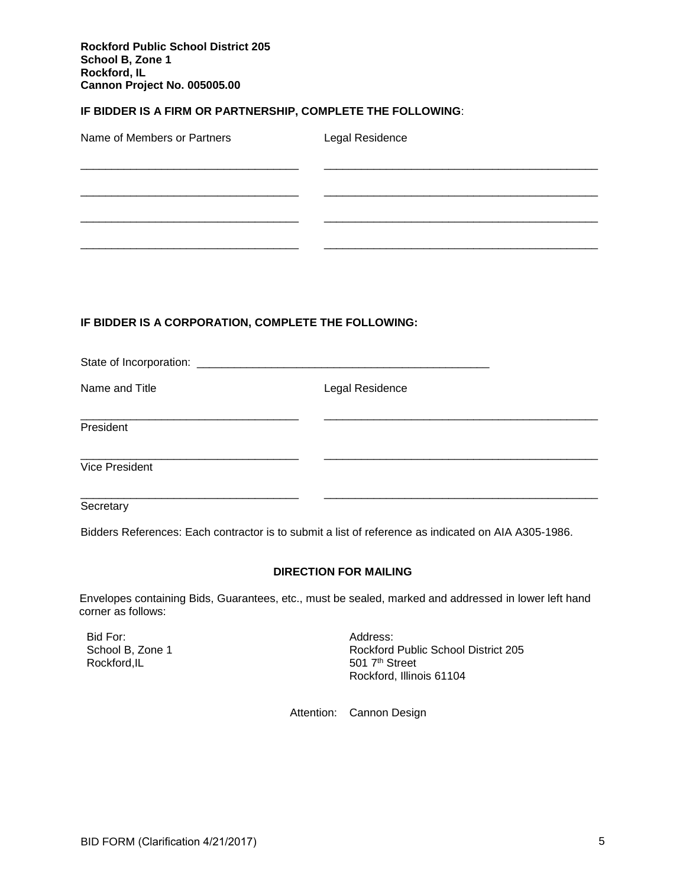**Rockford Public School District 205**
**School B, Zone 1**
**Rockford, IL**
**Cannon Project No. 005005.00**

**IF BIDDER IS A FIRM OR PARTNERSHIP, COMPLETE THE FOLLOWING**:

| Name of Members or Partners | Legal Residence |
| --- | --- |
| ______________________________ | ______________________________ |
| ______________________________ | ______________________________ |
| ______________________________ | ______________________________ |
| ______________________________ | ______________________________ |

**IF BIDDER IS A CORPORATION, COMPLETE THE FOLLOWING:**

State of Incorporation: ________________________________________

| Name and Title | Legal Residence |
| --- | --- |
| ______________________________ President | ______________________________ |
| ______________________________ Vice President | ______________________________ |
| ______________________________ Secretary | ______________________________ |

Bidders References: Each contractor is to submit a list of reference as indicated on AIA A305-1986.

**DIRECTION FOR MAILING**

Envelopes containing Bids, Guarantees, etc., must be sealed, marked and addressed in lower left hand corner as follows:

Bid For:
School B, Zone 1
Rockford,IL

Address:
Rockford Public School District 205
501 7th Street
Rockford, Illinois 61104

Attention: Cannon Design

BID FORM (Clarification 4/21/2017)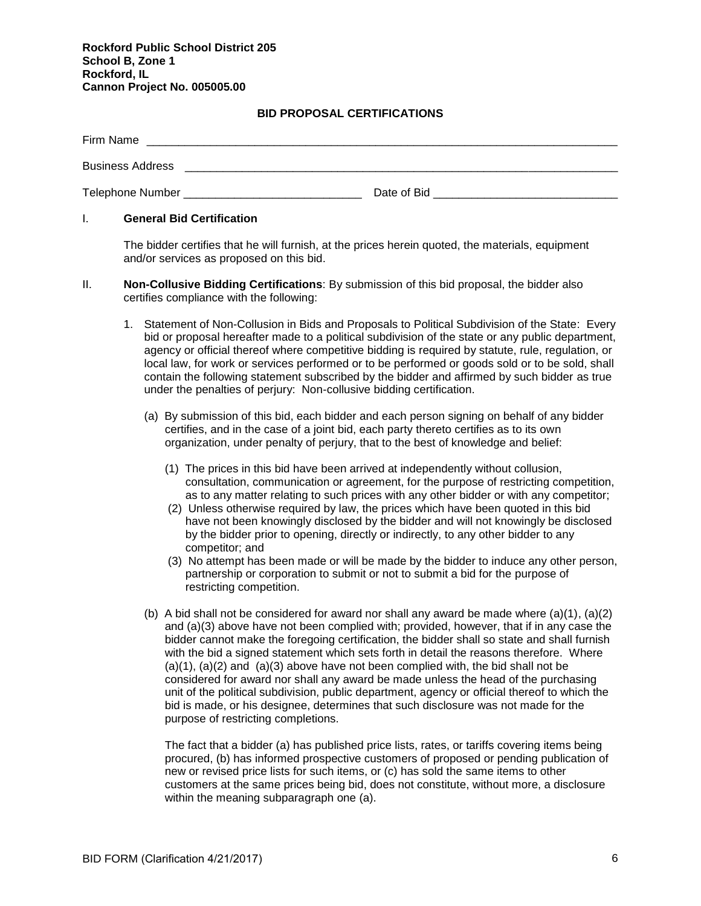**Rockford Public School District 205**
**School B, Zone 1**
**Rockford, IL**
**Cannon Project No. 005005.00**

## BID PROPOSAL CERTIFICATIONS

Firm Name ____________________________________________________________________________

Business Address ______________________________________________________________________

Telephone Number ____________________________ Date of Bid ______________________________

I. **General Bid Certification**

The bidder certifies that he will furnish, at the prices herein quoted, the materials, equipment and/or services as proposed on this bid.

II. **Non-Collusive Bidding Certifications**: By submission of this bid proposal, the bidder also certifies compliance with the following:

1. Statement of Non-Collusion in Bids and Proposals to Political Subdivision of the State: Every bid or proposal hereafter made to a political subdivision of the state or any public department, agency or official thereof where competitive bidding is required by statute, rule, regulation, or local law, for work or services performed or to be performed or goods sold or to be sold, shall contain the following statement subscribed by the bidder and affirmed by such bidder as true under the penalties of perjury: Non-collusive bidding certification.

   (a) By submission of this bid, each bidder and each person signing on behalf of any bidder certifies, and in the case of a joint bid, each party thereto certifies as to its own organization, under penalty of perjury, that to the best of knowledge and belief:

   (1) The prices in this bid have been arrived at independently without collusion, consultation, communication or agreement, for the purpose of restricting competition, as to any matter relating to such prices with any other bidder or with any competitor;
   (2) Unless otherwise required by law, the prices which have been quoted in this bid have not been knowingly disclosed by the bidder and will not knowingly be disclosed by the bidder prior to opening, directly or indirectly, to any other bidder to any competitor; and
   (3) No attempt has been made or will be made by the bidder to induce any other person, partnership or corporation to submit or not to submit a bid for the purpose of restricting competition.

   (b) A bid shall not be considered for award nor shall any award be made where (a)(1), (a)(2) and (a)(3) above have not been complied with; provided, however, that if in any case the bidder cannot make the foregoing certification, the bidder shall so state and shall furnish with the bid a signed statement which sets forth in detail the reasons therefore. Where (a)(1), (a)(2) and (a)(3) above have not been complied with, the bid shall not be considered for award nor shall any award be made unless the head of the purchasing unit of the political subdivision, public department, agency or official thereof to which the bid is made, or his designee, determines that such disclosure was not made for the purpose of restricting completions.

   The fact that a bidder (a) has published price lists, rates, or tariffs covering items being procured, (b) has informed prospective customers of proposed or pending publication of new or revised price lists for such items, or (c) has sold the same items to other customers at the same prices being bid, does not constitute, without more, a disclosure within the meaning subparagraph one (a).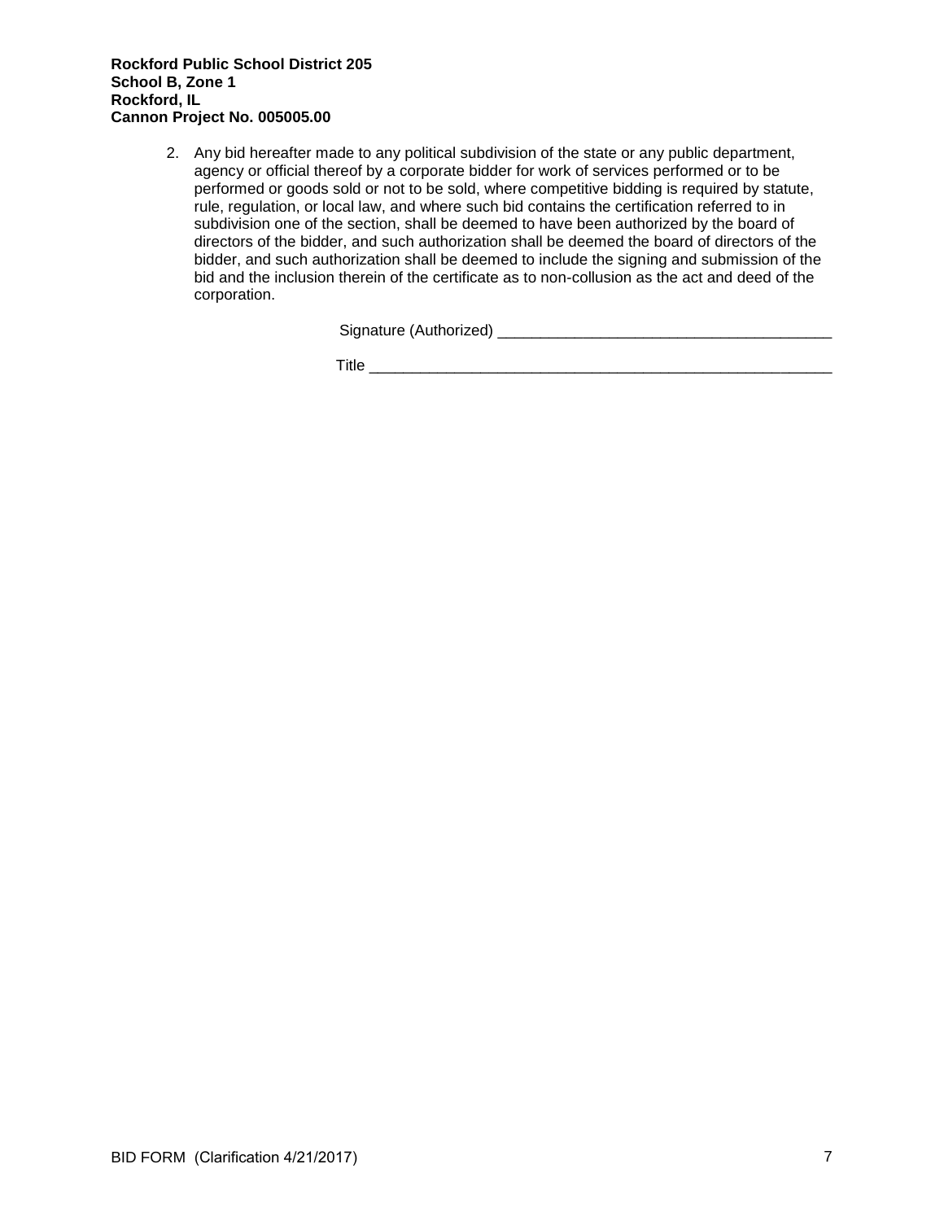2. Any bid hereafter made to any political subdivision of the state or any public department, agency or official thereof by a corporate bidder for work of services performed or to be performed or goods sold or not to be sold, where competitive bidding is required by statute, rule, regulation, or local law, and where such bid contains the certification referred to in subdivision one of the section, shall be deemed to have been authorized by the board of directors of the bidder, and such authorization shall be deemed the board of directors of the bidder, and such authorization shall be deemed to include the signing and submission of the bid and the inclusion therein of the certificate as to non-collusion as the act and deed of the corporation.

Signature (Authorized) _______________________________________

Title ______________________________________________________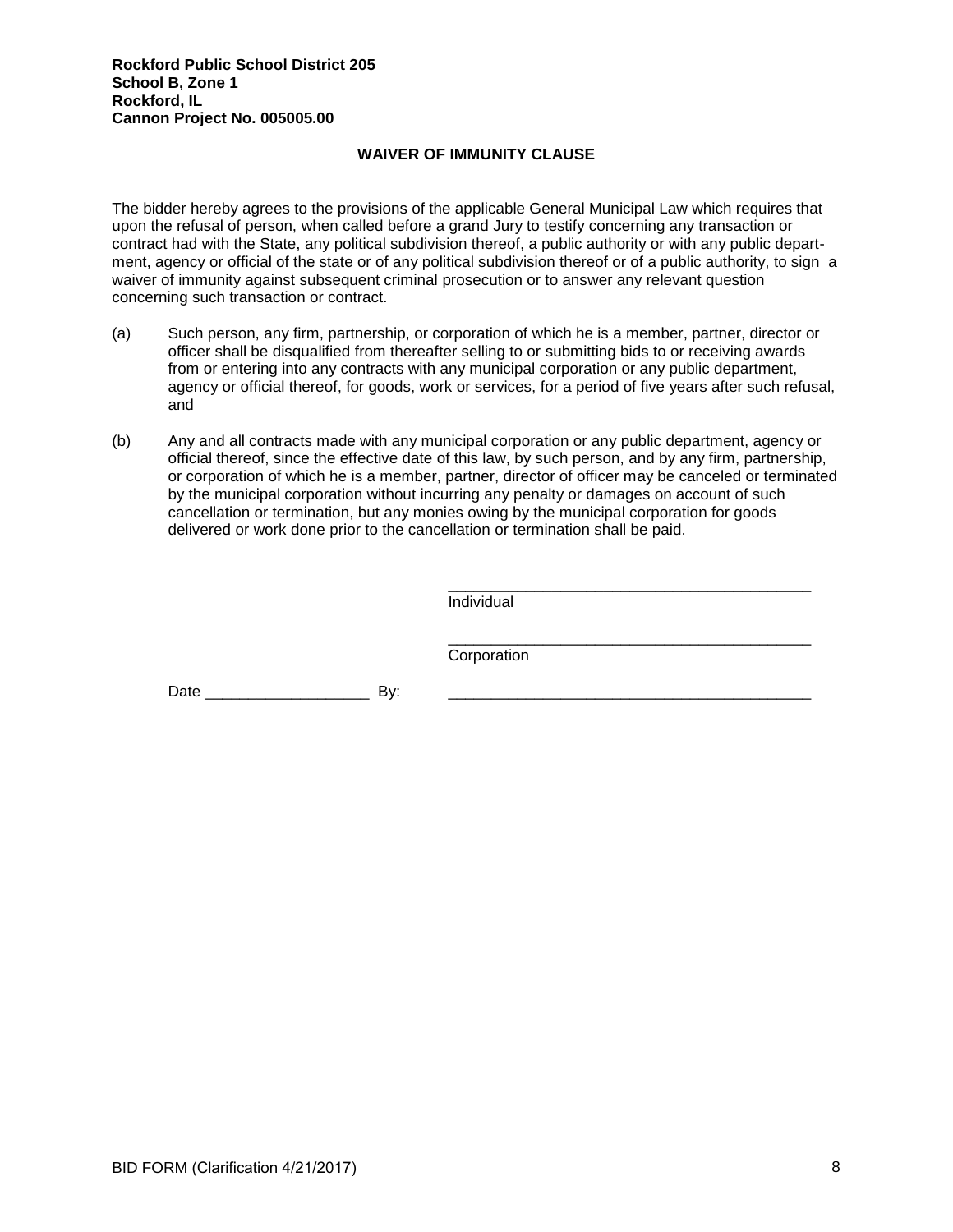**Rockford Public School District 205**
**School B, Zone 1**
**Rockford, IL**
**Cannon Project No. 005005.00**

## WAIVER OF IMMUNITY CLAUSE

The bidder hereby agrees to the provisions of the applicable General Municipal Law which requires that upon the refusal of person, when called before a grand Jury to testify concerning any transaction or contract had with the State, any political subdivision thereof, a public authority or with any public department, agency or official of the state or of any political subdivision thereof or of a public authority, to sign a waiver of immunity against subsequent criminal prosecution or to answer any relevant question concerning such transaction or contract.

(a) Such person, any firm, partnership, or corporation of which he is a member, partner, director or officer shall be disqualified from thereafter selling to or submitting bids to or receiving awards from or entering into any contracts with any municipal corporation or any public department, agency or official thereof, for goods, work or services, for a period of five years after such refusal, and

(b) Any and all contracts made with any municipal corporation or any public department, agency or official thereof, since the effective date of this law, by such person, and by any firm, partnership, or corporation of which he is a member, partner, director of officer may be canceled or terminated by the municipal corporation without incurring any penalty or damages on account of such cancellation or termination, but any monies owing by the municipal corporation for goods delivered or work done prior to the cancellation or termination shall be paid.

\_\_\_\_\_\_\_\_\_\_\_\_\_\_\_\_\_\_\_\_\_\_\_\_\_\_\_\_\_\_\_\_\_\_\_\_\_\_\_\_\_\_
Individual

\_\_\_\_\_\_\_\_\_\_\_\_\_\_\_\_\_\_\_\_\_\_\_\_\_\_\_\_\_\_\_\_\_\_\_\_\_\_\_\_\_\_
Corporation

Date \_\_\_\_\_\_\_\_\_\_\_\_\_\_\_\_\_\_\_ By: \_\_\_\_\_\_\_\_\_\_\_\_\_\_\_\_\_\_\_\_\_\_\_\_\_\_\_\_\_\_\_\_\_\_\_\_\_\_\_\_\_\_

BID FORM (Clarification 4/21/2017)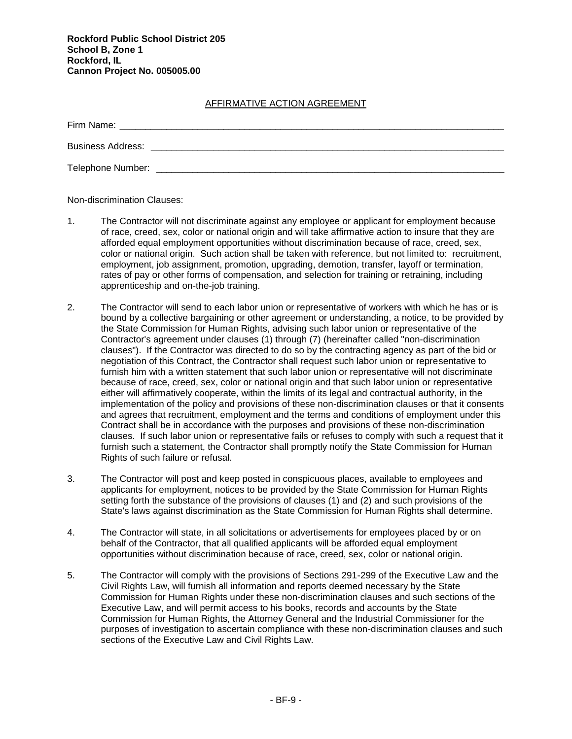**Rockford Public School District 205**
**School B, Zone 1**
**Rockford, IL**
**Cannon Project No. 005005.00**

## AFFIRMATIVE ACTION AGREEMENT

Firm Name: ____________________________________________________________________________

Business Address: ______________________________________________________________________

Telephone Number: _____________________________________________________________________

Non-discrimination Clauses:

1. The Contractor will not discriminate against any employee or applicant for employment because of race, creed, sex, color or national origin and will take affirmative action to insure that they are afforded equal employment opportunities without discrimination because of race, creed, sex, color or national origin. Such action shall be taken with reference, but not limited to: recruitment, employment, job assignment, promotion, upgrading, demotion, transfer, layoff or termination, rates of pay or other forms of compensation, and selection for training or retraining, including apprenticeship and on-the-job training.

2. The Contractor will send to each labor union or representative of workers with which he has or is bound by a collective bargaining or other agreement or understanding, a notice, to be provided by the State Commission for Human Rights, advising such labor union or representative of the Contractor's agreement under clauses (1) through (7) (hereinafter called "non-discrimination clauses"). If the Contractor was directed to do so by the contracting agency as part of the bid or negotiation of this Contract, the Contractor shall request such labor union or representative to furnish him with a written statement that such labor union or representative will not discriminate because of race, creed, sex, color or national origin and that such labor union or representative either will affirmatively cooperate, within the limits of its legal and contractual authority, in the implementation of the policy and provisions of these non-discrimination clauses or that it consents and agrees that recruitment, employment and the terms and conditions of employment under this Contract shall be in accordance with the purposes and provisions of these non-discrimination clauses. If such labor union or representative fails or refuses to comply with such a request that it furnish such a statement, the Contractor shall promptly notify the State Commission for Human Rights of such failure or refusal.

3. The Contractor will post and keep posted in conspicuous places, available to employees and applicants for employment, notices to be provided by the State Commission for Human Rights setting forth the substance of the provisions of clauses (1) and (2) and such provisions of the State's laws against discrimination as the State Commission for Human Rights shall determine.

4. The Contractor will state, in all solicitations or advertisements for employees placed by or on behalf of the Contractor, that all qualified applicants will be afforded equal employment opportunities without discrimination because of race, creed, sex, color or national origin.

5. The Contractor will comply with the provisions of Sections 291-299 of the Executive Law and the Civil Rights Law, will furnish all information and reports deemed necessary by the State Commission for Human Rights under these non-discrimination clauses and such sections of the Executive Law, and will permit access to his books, records and accounts by the State Commission for Human Rights, the Attorney General and the Industrial Commissioner for the purposes of investigation to ascertain compliance with these non-discrimination clauses and such sections of the Executive Law and Civil Rights Law.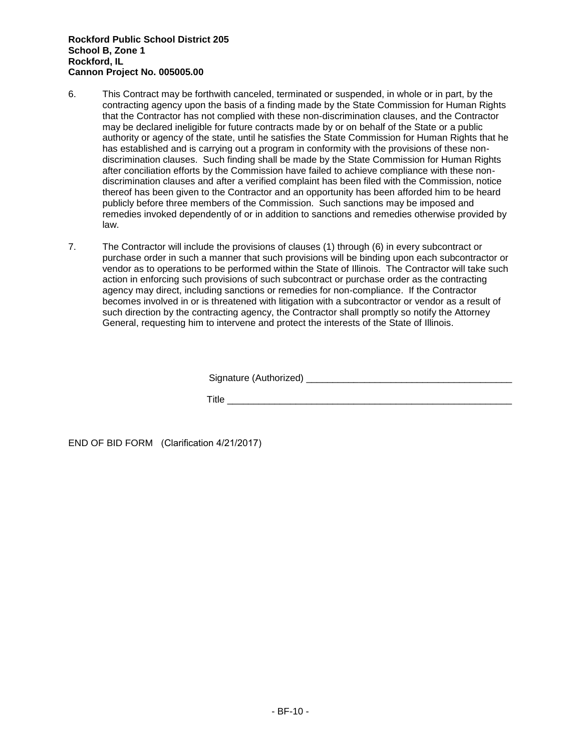6. This Contract may be forthwith canceled, terminated or suspended, in whole or in part, by the contracting agency upon the basis of a finding made by the State Commission for Human Rights that the Contractor has not complied with these non-discrimination clauses, and the Contractor may be declared ineligible for future contracts made by or on behalf of the State or a public authority or agency of the state, until he satisfies the State Commission for Human Rights that he has established and is carrying out a program in conformity with the provisions of these non-discrimination clauses. Such finding shall be made by the State Commission for Human Rights after conciliation efforts by the Commission have failed to achieve compliance with these non-discrimination clauses and after a verified complaint has been filed with the Commission, notice thereof has been given to the Contractor and an opportunity has been afforded him to be heard publicly before three members of the Commission. Such sanctions may be imposed and remedies invoked dependently of or in addition to sanctions and remedies otherwise provided by law.

7. The Contractor will include the provisions of clauses (1) through (6) in every subcontract or purchase order in such a manner that such provisions will be binding upon each subcontractor or vendor as to operations to be performed within the State of Illinois. The Contractor will take such action in enforcing such provisions of such subcontract or purchase order as the contracting agency may direct, including sanctions or remedies for non-compliance. If the Contractor becomes involved in or is threatened with litigation with a subcontractor or vendor as a result of such direction by the contracting agency, the Contractor shall promptly so notify the Attorney General, requesting him to intervene and protect the interests of the State of Illinois.

Signature (Authorized) _______________________________________

Title _______________________________________________________

END OF BID FORM (Clarification 4/21/2017)